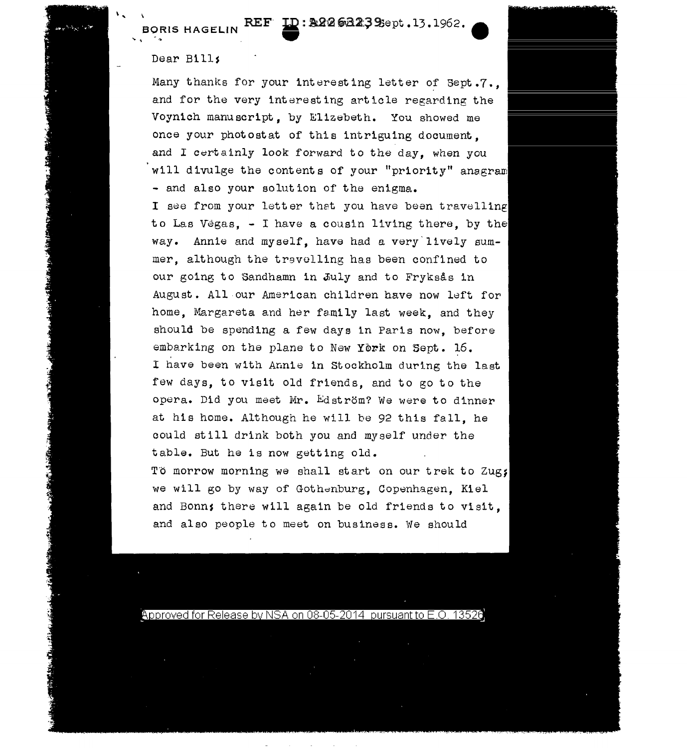BORIS HAGELIN REF ID:A2263239 Sept.13.1962.

Dear Bill;

Many thanks for your interesting letter of Sept.7., and for the very interesting article regarding the Voynich manuscript, by Elizebeth. You showed me once your photostat of this intriguing document, and I certainly look forward to the day, when you will divulge the contents of your "priority" anagram - and also your solution of the enigma.

I see from your letter that you have been travelling to Las Vegas, - I have a cousin living there, by the way. Annie and myself, have had a very lively summer, although the travelling has been confined to our going to Sandhamn in July and to Fryksås in August. All our American children have now left for home, Margareta and her family last week, and they should be spending a few days in Paris now, before embarking on the plane to New York on Sept. 16.

I have been with Annie in Stockholm during the last few days, to visit old friends, and to go to the opera. Did you meet Mr. Edström? We were to dinner at his home. Although he will be 92 this fall, he could still drink both you and myself under the table. But he is now getting old.

To morrow morning we shall start on our trek to Zug; we will go by way of Gothenburg, Copenhagen, Kiel and Bonn; there will again be old friends to visit, and also people to meet on business. We should

Approved for Release by NSA on 08-05-2014 pursuant to E.O. 13526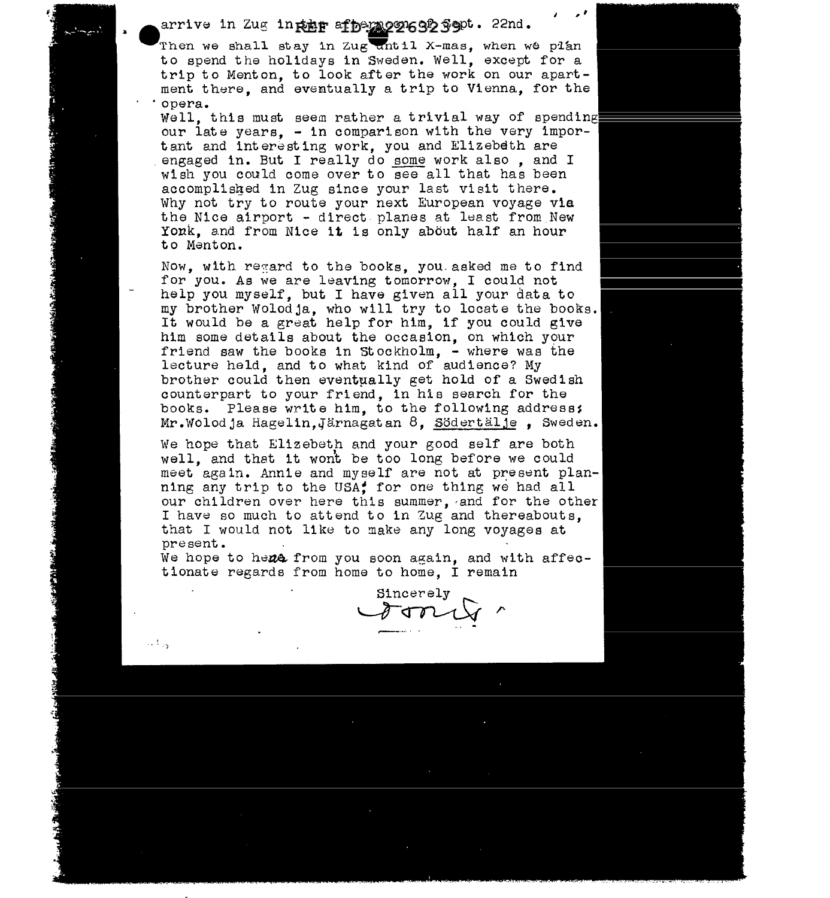arrive in Zug in the afternoon of Sept. 22nd.

Then we shall stay in Zug until X-mas, when we plan to spend the holidays in Sweden. Well, except for a trip to Menton, to look after the work on our apartment there, and eventually a trip to Vienna, for the opera.

Well, this must seem rather a trivial way of spending our late years, - in comparison with the very important and interesting work, you and Elizebeth are engaged in. But I really do some work also , and I wish you could come over to see all that has been accomplished in Zug since your last visit there. Why not try to route your next European voyage via the Nice airport - direct planes at least from New York, and from Nice it is only about half an hour to Menton.

Now, with regard to the books, you asked me to find for you. As we are leaving tomorrow, I could not help you myself, but I have given all your data to my brother Wolodja, who will try to locate the books. It would be a great help for him, if you could give him some details about the occasion, on which your friend saw the books in Stockholm, - where was the lecture held, and to what kind of audience? My brother could then eventually get hold of a Swedish counterpart to your friend, in his search for the books. Please write him, to the following address; Mr.Wolodja Hagelin,Järnagatan 8, Södertälje , Sweden.

We hope that Elizebeth and your good self are both well, and that it wont be too long before we could meet again. Annie and myself are not at present planning any trip to the USA; for one thing we had all our children over here this summer, and for the other I have so much to attend to in Zug and thereabouts, that I would not like to make any long voyages at present.

We hope to hear from you soon again, and with affectionate regards from home to home, I remain

Sincerely

Boris